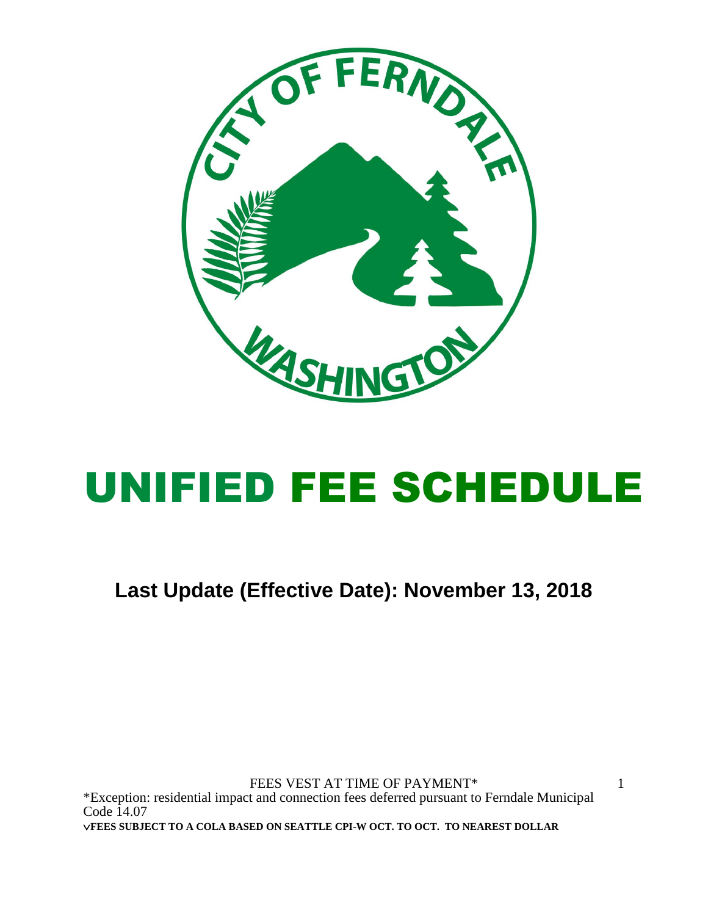# UNIFIED FEE SCHEDULE

**Last Update (Effective Date): November 13, 2018**

FEES VEST AT TIME OF PAYMENT*

*Exception: residential impact and connection fees deferred pursuant to Ferndale Municipal Code 14.07

**✓FEES SUBJECT TO A COLA BASED ON SEATTLE CPI-W OCT. TO OCT. TO NEAREST DOLLAR**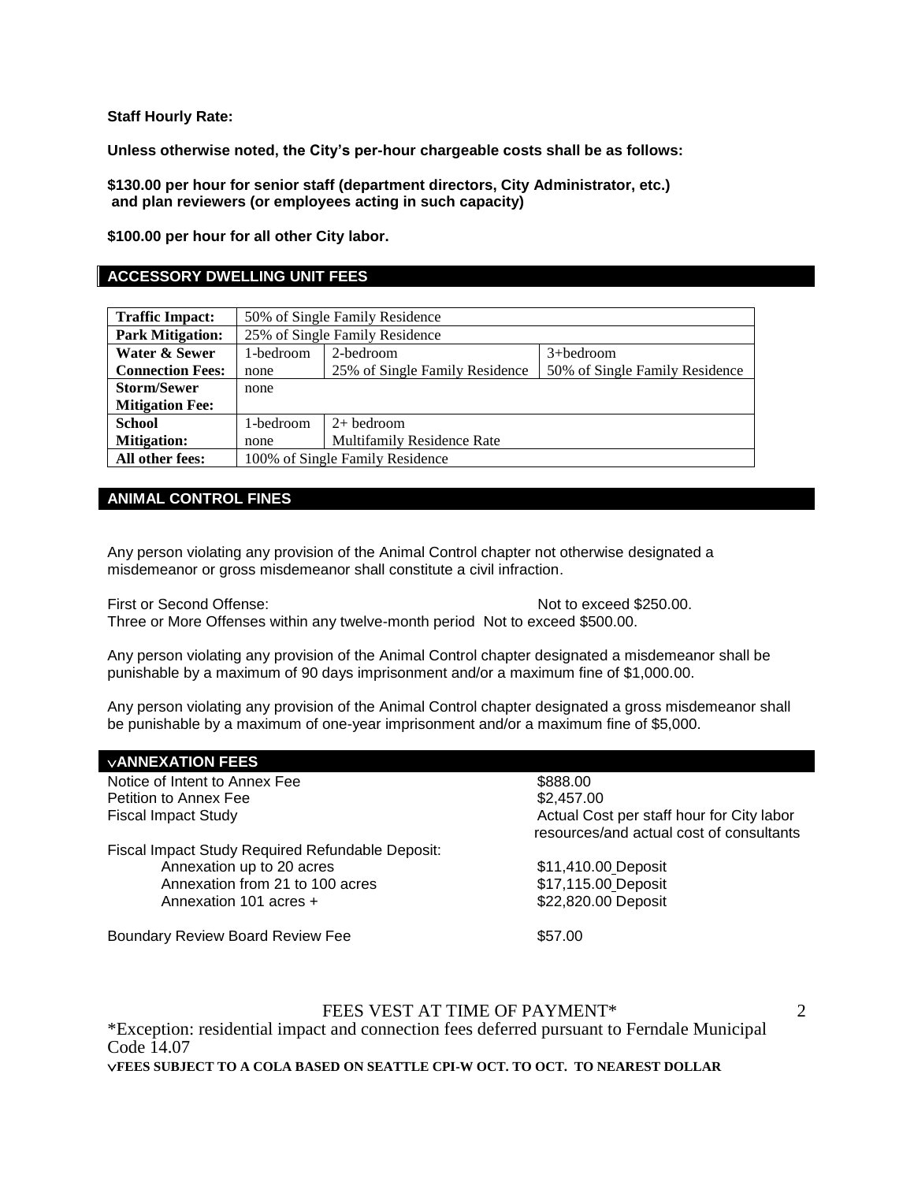**Staff Hourly Rate:**

**Unless otherwise noted, the City's per-hour chargeable costs shall be as follows:**

**$130.00 per hour for senior staff (department directors, City Administrator, etc.) and plan reviewers (or employees acting in such capacity)**

**$100.00 per hour for all other City labor.**

## ACCESSORY DWELLING UNIT FEES

| | | | |
|---|---|---|---|
| **Traffic Impact:** | 50% of Single Family Residence | | |
| **Park Mitigation:** | 25% of Single Family Residence | | |
| **Water & Sewer Connection Fees:** | 1-bedroom none | 2-bedroom 25% of Single Family Residence | 3+bedroom 50% of Single Family Residence |
| **Storm/Sewer Mitigation Fee:** | none | | |
| **School Mitigation:** | 1-bedroom none | 2+ bedroom Multifamily Residence Rate | |
| **All other fees:** | 100% of Single Family Residence | | |

## ANIMAL CONTROL FINES

Any person violating any provision of the Animal Control chapter not otherwise designated a misdemeanor or gross misdemeanor shall constitute a civil infraction.

First or Second Offense: Not to exceed $250.00.
Three or More Offenses within any twelve-month period Not to exceed $500.00.

Any person violating any provision of the Animal Control chapter designated a misdemeanor shall be punishable by a maximum of 90 days imprisonment and/or a maximum fine of $1,000.00.

Any person violating any provision of the Animal Control chapter designated a gross misdemeanor shall be punishable by a maximum of one-year imprisonment and/or a maximum fine of $5,000.

## ✓ANNEXATION FEES

| | |
|---|---|
| Notice of Intent to Annex Fee | $888.00 |
| Petition to Annex Fee | $2,457.00 |
| Fiscal Impact Study | Actual Cost per staff hour for City labor resources/and actual cost of consultants |
| Fiscal Impact Study Required Refundable Deposit: | |
| Annexation up to 20 acres | $11,410.00 Deposit |
| Annexation from 21 to 100 acres | $17,115.00 Deposit |
| Annexation 101 acres + | $22,820.00 Deposit |
| Boundary Review Board Review Fee | $57.00 |

FEES VEST AT TIME OF PAYMENT*

*Exception: residential impact and connection fees deferred pursuant to Ferndale Municipal Code 14.07

✓**FEES SUBJECT TO A COLA BASED ON SEATTLE CPI-W OCT. TO OCT. TO NEAREST DOLLAR**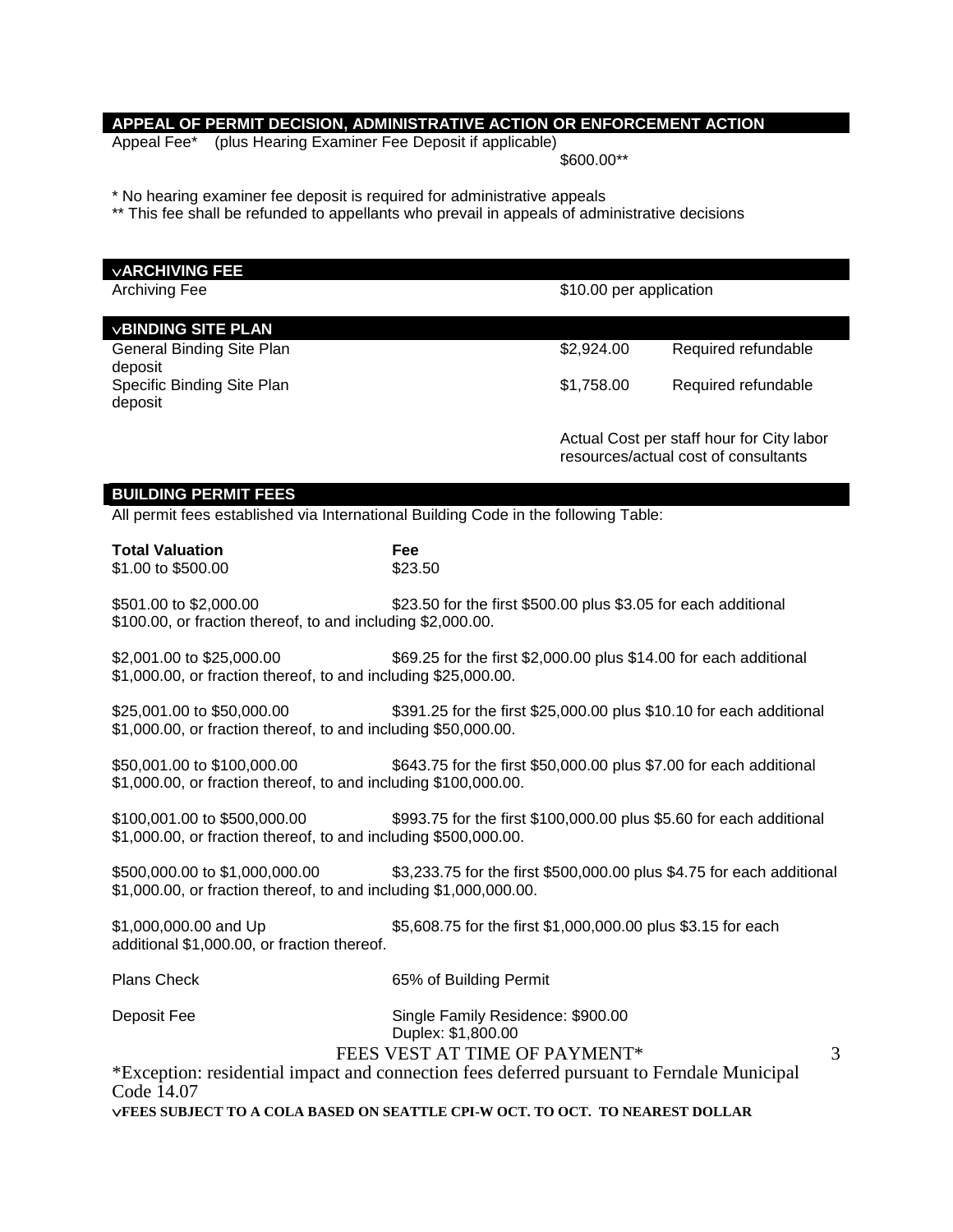## APPEAL OF PERMIT DECISION, ADMINISTRATIVE ACTION OR ENFORCEMENT ACTION

Appeal Fee* (plus Hearing Examiner Fee Deposit if applicable) $600.00**

\* No hearing examiner fee deposit is required for administrative appeals

\*\* This fee shall be refunded to appellants who prevail in appeals of administrative decisions

## √ARCHIVING FEE

| Archiving Fee | $10.00 per application |
|---|---|

## √BINDING SITE PLAN

| | | |
|---|---|---|
| General Binding Site Plan deposit | $2,924.00 | Required refundable |
| Specific Binding Site Plan deposit | $1,758.00 | Required refundable |

Actual Cost per staff hour for City labor resources/actual cost of consultants

## BUILDING PERMIT FEES

All permit fees established via International Building Code in the following Table:

| Total Valuation | Fee |
|---|---|
| $1.00 to $500.00 | $23.50 |
| $501.00 to $2,000.00 | $23.50 for the first $500.00 plus $3.05 for each additional $100.00, or fraction thereof, to and including $2,000.00. |
| $2,001.00 to $25,000.00 | $69.25 for the first $2,000.00 plus $14.00 for each additional $1,000.00, or fraction thereof, to and including $25,000.00. |
| $25,001.00 to $50,000.00 | $391.25 for the first $25,000.00 plus $10.10 for each additional $1,000.00, or fraction thereof, to and including $50,000.00. |
| $50,001.00 to $100,000.00 | $643.75 for the first $50,000.00 plus $7.00 for each additional $1,000.00, or fraction thereof, to and including $100,000.00. |
| $100,001.00 to $500,000.00 | $993.75 for the first $100,000.00 plus $5.60 for each additional $1,000.00, or fraction thereof, to and including $500,000.00. |
| $500,000.00 to $1,000,000.00 | $3,233.75 for the first $500,000.00 plus $4.75 for each additional $1,000.00, or fraction thereof, to and including $1,000,000.00. |
| $1,000,000.00 and Up | $5,608.75 for the first $1,000,000.00 plus $3.15 for each additional $1,000.00, or fraction thereof. |
| Plans Check | 65% of Building Permit |
| Deposit Fee | Single Family Residence: $900.00<br>Duplex: $1,800.00 |

FEES VEST AT TIME OF PAYMENT*

*Exception: residential impact and connection fees deferred pursuant to Ferndale Municipal Code 14.07

**√FEES SUBJECT TO A COLA BASED ON SEATTLE CPI-W OCT. TO OCT. TO NEAREST DOLLAR**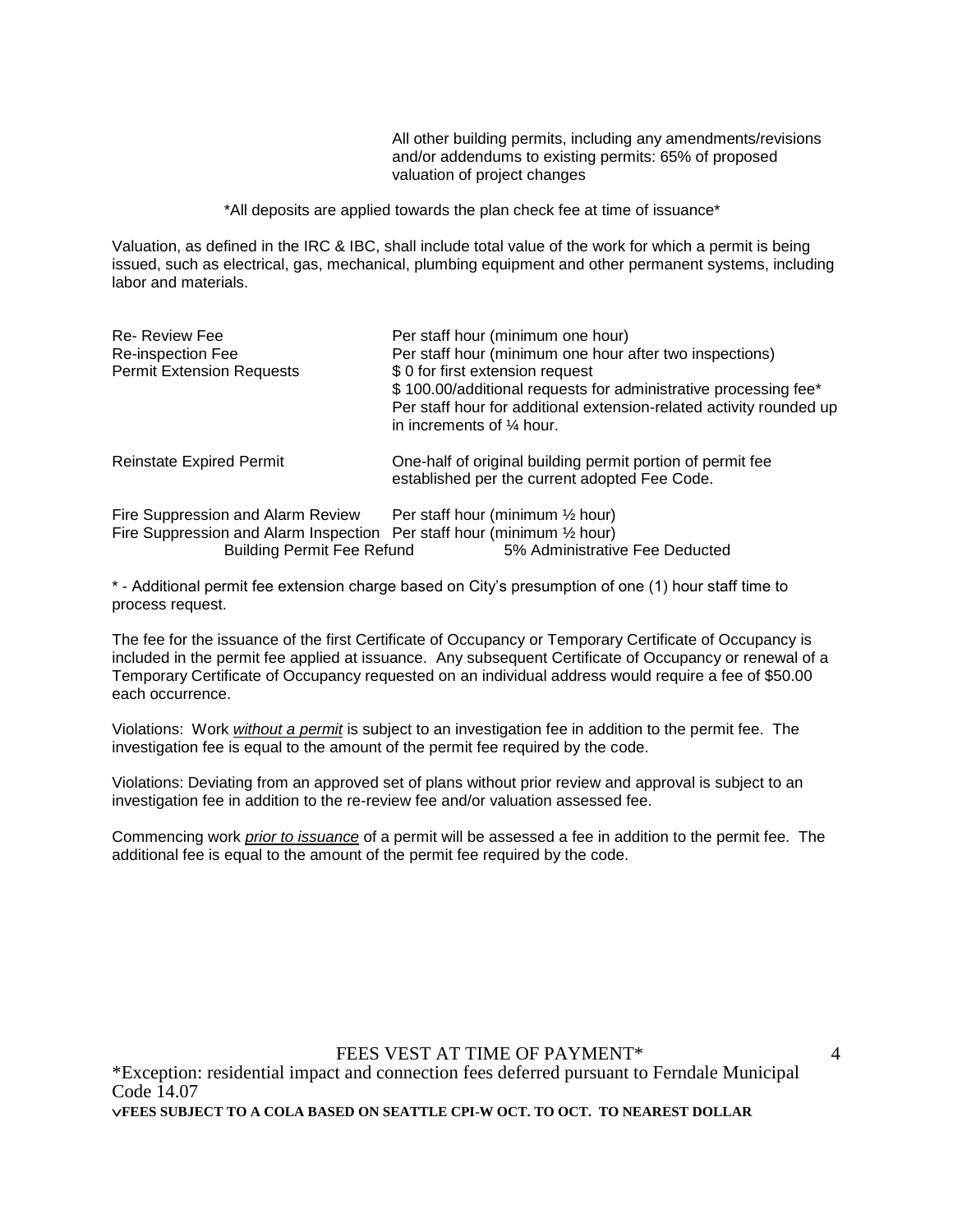All other building permits, including any amendments/revisions and/or addendums to existing permits: 65% of proposed valuation of project changes

*All deposits are applied towards the plan check fee at time of issuance*

Valuation, as defined in the IRC & IBC, shall include total value of the work for which a permit is being issued, such as electrical, gas, mechanical, plumbing equipment and other permanent systems, including labor and materials.

| | |
|---|---|
| Re- Review Fee | Per staff hour (minimum one hour) |
| Re-inspection Fee | Per staff hour (minimum one hour after two inspections) |
| Permit Extension Requests | $ 0 for first extension request<br>$ 100.00/additional requests for administrative processing fee*<br>Per staff hour for additional extension-related activity rounded up in increments of ¼ hour. |
| Reinstate Expired Permit | One-half of original building permit portion of permit fee established per the current adopted Fee Code. |
| Fire Suppression and Alarm Review | Per staff hour (minimum ½ hour) |
| Fire Suppression and Alarm Inspection | Per staff hour (minimum ½ hour) |
| Building Permit Fee Refund | 5% Administrative Fee Deducted |

* - Additional permit fee extension charge based on City's presumption of one (1) hour staff time to process request.

The fee for the issuance of the first Certificate of Occupancy or Temporary Certificate of Occupancy is included in the permit fee applied at issuance. Any subsequent Certificate of Occupancy or renewal of a Temporary Certificate of Occupancy requested on an individual address would require a fee of $50.00 each occurrence.

Violations: Work *without a permit* is subject to an investigation fee in addition to the permit fee. The investigation fee is equal to the amount of the permit fee required by the code.

Violations: Deviating from an approved set of plans without prior review and approval is subject to an investigation fee in addition to the re-review fee and/or valuation assessed fee.

Commencing work *prior to issuance* of a permit will be assessed a fee in addition to the permit fee. The additional fee is equal to the amount of the permit fee required by the code.

FEES VEST AT TIME OF PAYMENT*

*Exception: residential impact and connection fees deferred pursuant to Ferndale Municipal Code 14.07

**✓FEES SUBJECT TO A COLA BASED ON SEATTLE CPI-W OCT. TO OCT. TO NEAREST DOLLAR**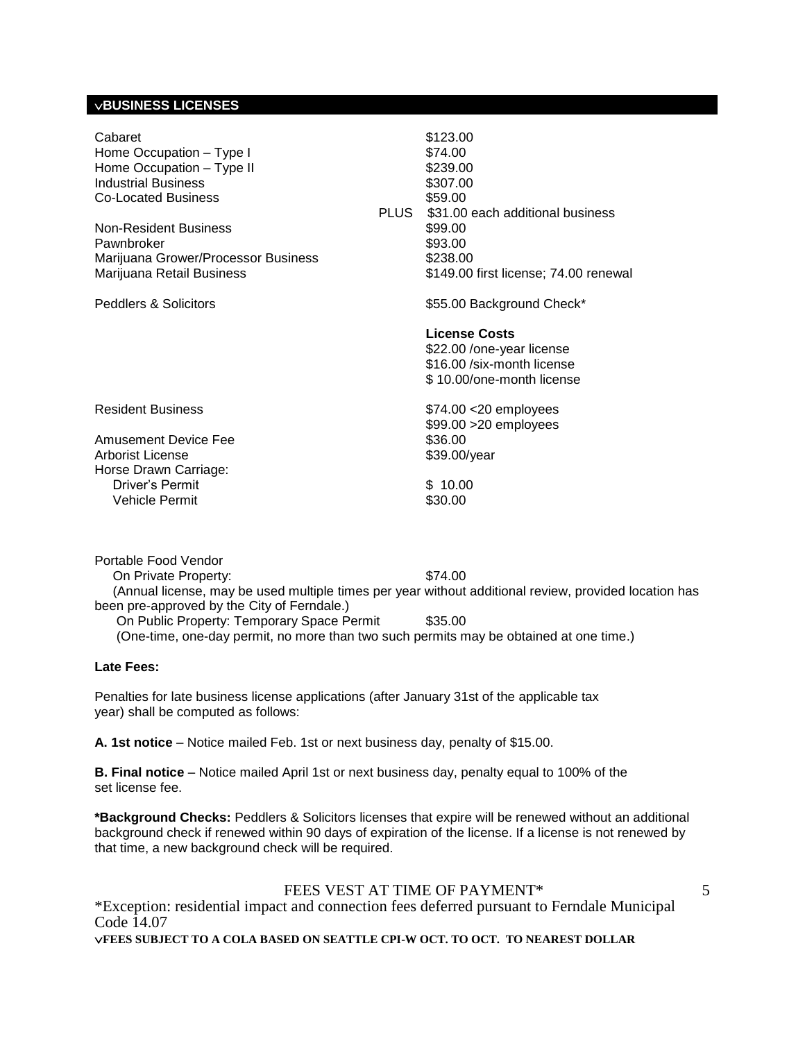## ✓BUSINESS LICENSES

| | |
|---|---|
| Cabaret | $123.00 |
| Home Occupation – Type I | $74.00 |
| Home Occupation – Type II | $239.00 |
| Industrial Business | $307.00 |
| Co-Located Business | $59.00 |
| | PLUS $31.00 each additional business |
| Non-Resident Business | $99.00 |
| Pawnbroker | $93.00 |
| Marijuana Grower/Processor Business | $238.00 |
| Marijuana Retail Business | $149.00 first license; 74.00 renewal |
| Peddlers & Solicitors | $55.00 Background Check* |
| | **License Costs** |
| | $22.00 /one-year license |
| | $16.00 /six-month license |
| | $ 10.00/one-month license |
| Resident Business | $74.00 <20 employees |
| | $99.00 >20 employees |
| Amusement Device Fee | $36.00 |
| Arborist License | $39.00/year |
| Horse Drawn Carriage: | |
| Driver's Permit | $ 10.00 |
| Vehicle Permit | $30.00 |

Portable Food Vendor

On Private Property: $74.00

(Annual license, may be used multiple times per year without additional review, provided location has been pre-approved by the City of Ferndale.)

On Public Property: Temporary Space Permit $35.00

(One-time, one-day permit, no more than two such permits may be obtained at one time.)

**Late Fees:**

Penalties for late business license applications (after January 31st of the applicable tax year) shall be computed as follows:

**A. 1st notice** – Notice mailed Feb. 1st or next business day, penalty of $15.00.

**B. Final notice** – Notice mailed April 1st or next business day, penalty equal to 100% of the set license fee.

***Background Checks:** Peddlers & Solicitors licenses that expire will be renewed without an additional background check if renewed within 90 days of expiration of the license. If a license is not renewed by that time, a new background check will be required.

FEES VEST AT TIME OF PAYMENT*

*Exception: residential impact and connection fees deferred pursuant to Ferndale Municipal Code 14.07

✓**FEES SUBJECT TO A COLA BASED ON SEATTLE CPI-W OCT. TO OCT. TO NEAREST DOLLAR**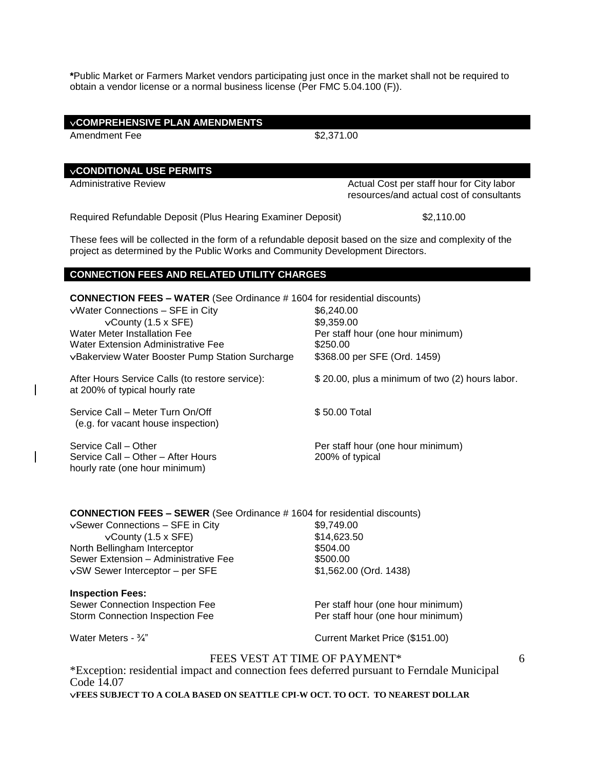**\***Public Market or Farmers Market vendors participating just once in the market shall not be required to obtain a vendor license or a normal business license (Per FMC 5.04.100 (F)).

## √COMPREHENSIVE PLAN AMENDMENTS

| | |
|---|---|
| Amendment Fee | $2,371.00 |

## √CONDITIONAL USE PERMITS

| | |
|---|---|
| Administrative Review | Actual Cost per staff hour for City labor resources/and actual cost of consultants |
| Required Refundable Deposit (Plus Hearing Examiner Deposit) | $2,110.00 |

These fees will be collected in the form of a refundable deposit based on the size and complexity of the project as determined by the Public Works and Community Development Directors.

## CONNECTION FEES AND RELATED UTILITY CHARGES

**CONNECTION FEES – WATER** (See Ordinance # 1604 for residential discounts)

| | |
|---|---|
| √Water Connections – SFE in City | $6,240.00 |
| √County (1.5 x SFE) | $9,359.00 |
| Water Meter Installation Fee | Per staff hour (one hour minimum) |
| Water Extension Administrative Fee | $250.00 |
| √Bakerview Water Booster Pump Station Surcharge | $368.00 per SFE (Ord. 1459) |
| After Hours Service Calls (to restore service): at 200% of typical hourly rate | $ 20.00, plus a minimum of two (2) hours labor. |
| Service Call – Meter Turn On/Off (e.g. for vacant house inspection) | $ 50.00 Total |
| Service Call – Other | Per staff hour (one hour minimum) |
| Service Call – Other – After Hours | 200% of typical hourly rate (one hour minimum) |

**CONNECTION FEES – SEWER** (See Ordinance # 1604 for residential discounts)

| | |
|---|---|
| √Sewer Connections – SFE in City | $9,749.00 |
| √County (1.5 x SFE) | $14,623.50 |
| North Bellingham Interceptor | $504.00 |
| Sewer Extension – Administrative Fee | $500.00 |
| √SW Sewer Interceptor – per SFE | $1,562.00 (Ord. 1438) |

**Inspection Fees:**

| | |
|---|---|
| Sewer Connection Inspection Fee | Per staff hour (one hour minimum) |
| Storm Connection Inspection Fee | Per staff hour (one hour minimum) |
| Water Meters - ¾" | Current Market Price ($151.00) |

FEES VEST AT TIME OF PAYMENT*

*Exception: residential impact and connection fees deferred pursuant to Ferndale Municipal Code 14.07

**√FEES SUBJECT TO A COLA BASED ON SEATTLE CPI-W OCT. TO OCT. TO NEAREST DOLLAR**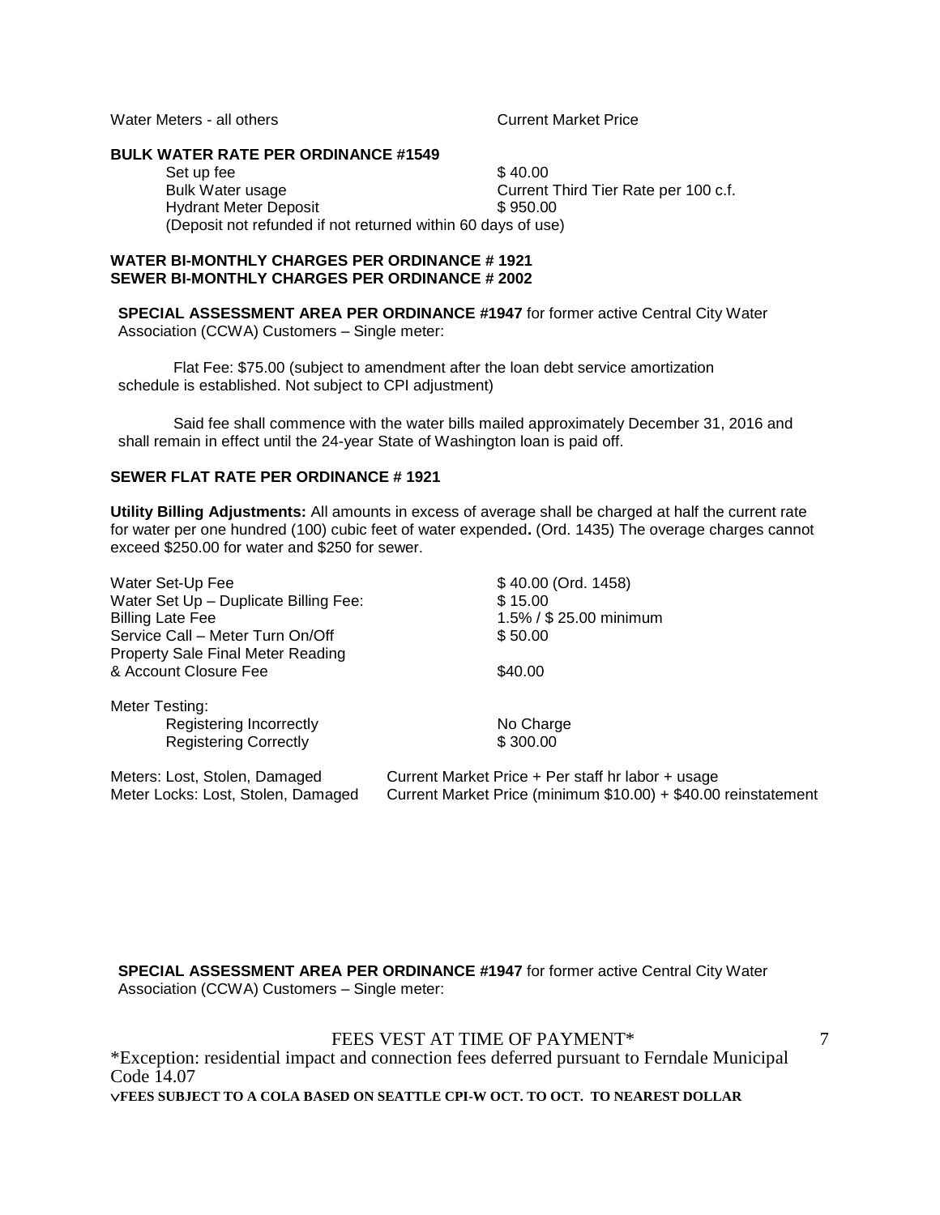| | |
|---|---|
| Water Meters - all others | Current Market Price |

**BULK WATER RATE PER ORDINANCE #1549**

| | |
|---|---|
| Set up fee | $ 40.00 |
| Bulk Water usage | Current Third Tier Rate per 100 c.f. |
| Hydrant Meter Deposit | $ 950.00 |

(Deposit not refunded if not returned within 60 days of use)

**WATER BI-MONTHLY CHARGES PER ORDINANCE # 1921**
**SEWER BI-MONTHLY CHARGES PER ORDINANCE # 2002**

**SPECIAL ASSESSMENT AREA PER ORDINANCE #1947** for former active Central City Water Association (CCWA) Customers – Single meter:

Flat Fee: $75.00 (subject to amendment after the loan debt service amortization schedule is established. Not subject to CPI adjustment)

Said fee shall commence with the water bills mailed approximately December 31, 2016 and shall remain in effect until the 24-year State of Washington loan is paid off.

**SEWER FLAT RATE PER ORDINANCE # 1921**

**Utility Billing Adjustments:** All amounts in excess of average shall be charged at half the current rate for water per one hundred (100) cubic feet of water expended**.** (Ord. 1435) The overage charges cannot exceed $250.00 for water and $250 for sewer.

| | |
|---|---|
| Water Set-Up Fee | $ 40.00 (Ord. 1458) |
| Water Set Up – Duplicate Billing Fee: | $ 15.00 |
| Billing Late Fee | 1.5% / $ 25.00 minimum |
| Service Call – Meter Turn On/Off | $ 50.00 |
| Property Sale Final Meter Reading & Account Closure Fee | $40.00 |

Meter Testing:

| | |
|---|---|
| Registering Incorrectly | No Charge |
| Registering Correctly | $ 300.00 |

| | |
|---|---|
| Meters: Lost, Stolen, Damaged | Current Market Price + Per staff hr labor + usage |
| Meter Locks: Lost, Stolen, Damaged | Current Market Price (minimum $10.00) + $40.00 reinstatement |

**SPECIAL ASSESSMENT AREA PER ORDINANCE #1947** for former active Central City Water Association (CCWA) Customers – Single meter:

FEES VEST AT TIME OF PAYMENT*

*Exception: residential impact and connection fees deferred pursuant to Ferndale Municipal Code 14.07

**vFEES SUBJECT TO A COLA BASED ON SEATTLE CPI-W OCT. TO OCT. TO NEAREST DOLLAR**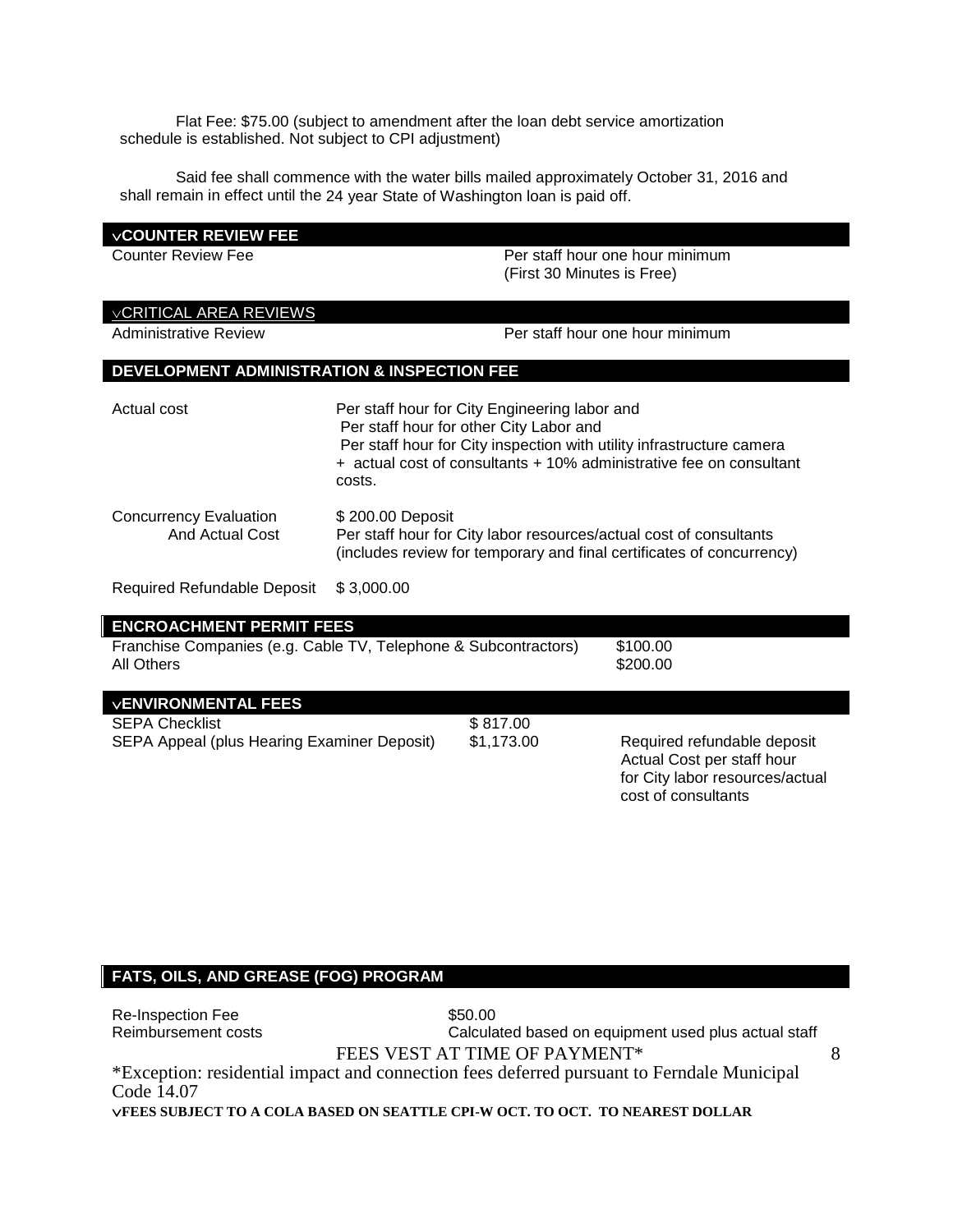Flat Fee: $75.00 (subject to amendment after the loan debt service amortization schedule is established. Not subject to CPI adjustment)

Said fee shall commence with the water bills mailed approximately October 31, 2016 and shall remain in effect until the 24 year State of Washington loan is paid off.

## ✓COUNTER REVIEW FEE

| | |
|---|---|
| Counter Review Fee | Per staff hour one hour minimum (First 30 Minutes is Free) |

## ✓CRITICAL AREA REVIEWS

| | |
|---|---|
| Administrative Review | Per staff hour one hour minimum |

## DEVELOPMENT ADMINISTRATION & INSPECTION FEE

| | |
|---|---|
| Actual cost | Per staff hour for City Engineering labor and Per staff hour for other City Labor and Per staff hour for City inspection with utility infrastructure camera + actual cost of consultants + 10% administrative fee on consultant costs. |
| Concurrency Evaluation And Actual Cost | $ 200.00 Deposit Per staff hour for City labor resources/actual cost of consultants (includes review for temporary and final certificates of concurrency) |
| Required Refundable Deposit | $ 3,000.00 |

## ENCROACHMENT PERMIT FEES

| | |
|---|---|
| Franchise Companies (e.g. Cable TV, Telephone & Subcontractors) | $100.00 |
| All Others | $200.00 |

## ✓ENVIRONMENTAL FEES

| | | |
|---|---|---|
| SEPA Checklist | $ 817.00 | |
| SEPA Appeal (plus Hearing Examiner Deposit) | $1,173.00 | Required refundable deposit Actual Cost per staff hour for City labor resources/actual cost of consultants |

## FATS, OILS, AND GREASE (FOG) PROGRAM

| | |
|---|---|
| Re-Inspection Fee | $50.00 |
| Reimbursement costs | Calculated based on equipment used plus actual staff |

FEES VEST AT TIME OF PAYMENT*

*Exception: residential impact and connection fees deferred pursuant to Ferndale Municipal Code 14.07

**✓FEES SUBJECT TO A COLA BASED ON SEATTLE CPI-W OCT. TO OCT. TO NEAREST DOLLAR**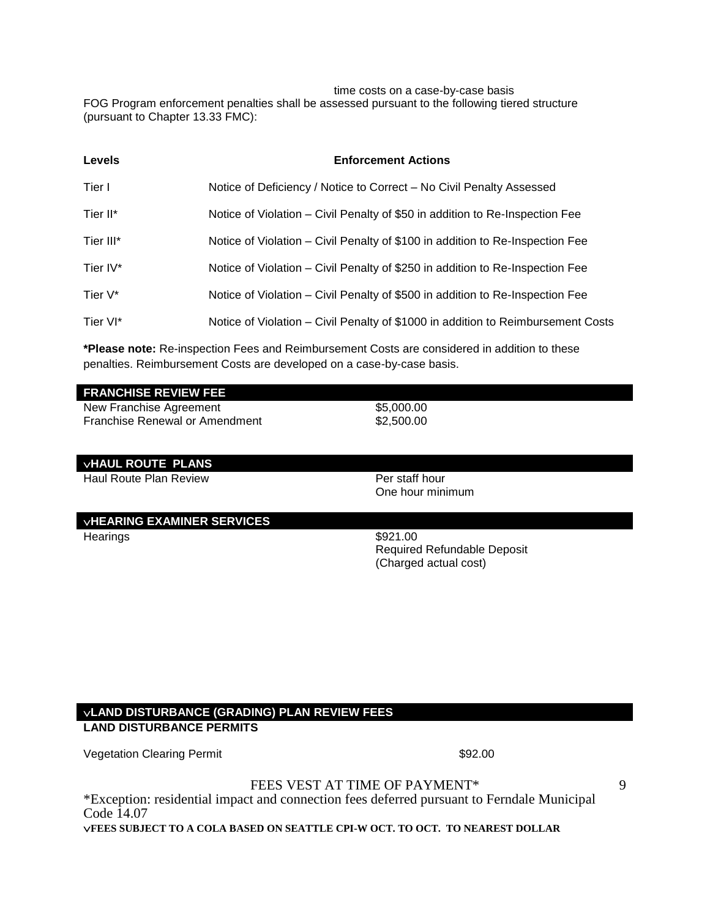time costs on a case-by-case basis

FOG Program enforcement penalties shall be assessed pursuant to the following tiered structure (pursuant to Chapter 13.33 FMC):

| Levels | Enforcement Actions |
| --- | --- |
| Tier I | Notice of Deficiency / Notice to Correct – No Civil Penalty Assessed |
| Tier II* | Notice of Violation – Civil Penalty of $50 in addition to Re-Inspection Fee |
| Tier III* | Notice of Violation – Civil Penalty of $100 in addition to Re-Inspection Fee |
| Tier IV* | Notice of Violation – Civil Penalty of $250 in addition to Re-Inspection Fee |
| Tier V* | Notice of Violation – Civil Penalty of $500 in addition to Re-Inspection Fee |
| Tier VI* | Notice of Violation – Civil Penalty of $1000 in addition to Reimbursement Costs |

***Please note:** Re-inspection Fees and Reimbursement Costs are considered in addition to these penalties. Reimbursement Costs are developed on a case-by-case basis.

## FRANCHISE REVIEW FEE

| | |
| --- | --- |
| New Franchise Agreement | $5,000.00 |
| Franchise Renewal or Amendment | $2,500.00 |

## ✓HAUL ROUTE PLANS

| | |
| --- | --- |
| Haul Route Plan Review | Per staff hour<br>One hour minimum |

## ✓HEARING EXAMINER SERVICES

| | |
| --- | --- |
| Hearings | $921.00<br>Required Refundable Deposit<br>(Charged actual cost) |

## ✓LAND DISTURBANCE (GRADING) PLAN REVIEW FEES

**LAND DISTURBANCE PERMITS**

| | |
| --- | --- |
| Vegetation Clearing Permit | $92.00 |

FEES VEST AT TIME OF PAYMENT*

*Exception: residential impact and connection fees deferred pursuant to Ferndale Municipal Code 14.07

**✓FEES SUBJECT TO A COLA BASED ON SEATTLE CPI-W OCT. TO OCT. TO NEAREST DOLLAR**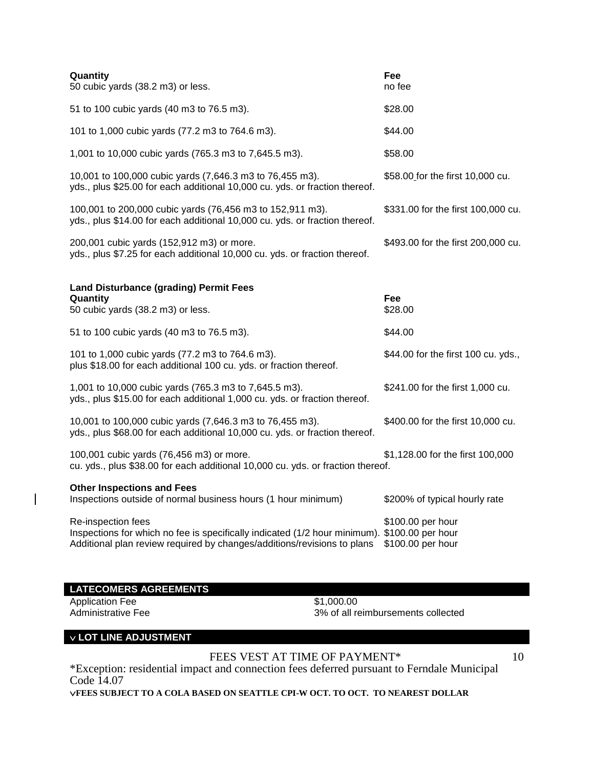| Quantity | Fee |
| --- | --- |
| 50 cubic yards (38.2 m3) or less. | no fee |
| 51 to 100 cubic yards (40 m3 to 76.5 m3). | $28.00 |
| 101 to 1,000 cubic yards (77.2 m3 to 764.6 m3). | $44.00 |
| 1,001 to 10,000 cubic yards (765.3 m3 to 7,645.5 m3). | $58.00 |
| 10,001 to 100,000 cubic yards (7,646.3 m3 to 76,455 m3). | $58.00 for the first 10,000 cu. yds., plus $25.00 for each additional 10,000 cu. yds. or fraction thereof. |
| 100,001 to 200,000 cubic yards (76,456 m3 to 152,911 m3). | $331.00 for the first 100,000 cu. yds., plus $14.00 for each additional 10,000 cu. yds. or fraction thereof. |
| 200,001 cubic yards (152,912 m3) or more. | $493.00 for the first 200,000 cu. yds., plus $7.25 for each additional 10,000 cu. yds. or fraction thereof. |

**Land Disturbance (grading) Permit Fees**

| Quantity | Fee |
| --- | --- |
| 50 cubic yards (38.2 m3) or less. | $28.00 |
| 51 to 100 cubic yards (40 m3 to 76.5 m3). | $44.00 |
| 101 to 1,000 cubic yards (77.2 m3 to 764.6 m3). | $44.00 for the first 100 cu. yds., plus $18.00 for each additional 100 cu. yds. or fraction thereof. |
| 1,001 to 10,000 cubic yards (765.3 m3 to 7,645.5 m3). | $241.00 for the first 1,000 cu. yds., plus $15.00 for each additional 1,000 cu. yds. or fraction thereof. |
| 10,001 to 100,000 cubic yards (7,646.3 m3 to 76,455 m3). | $400.00 for the first 10,000 cu. yds., plus $68.00 for each additional 10,000 cu. yds. or fraction thereof. |
| 100,001 cubic yards (76,456 m3) or more. | $1,128.00 for the first 100,000 cu. yds., plus $38.00 for each additional 10,000 cu. yds. or fraction thereof. |

**Other Inspections and Fees**

| | |
| --- | --- |
| Inspections outside of normal business hours (1 hour minimum) | $200% of typical hourly rate |
| Re-inspection fees | $100.00 per hour |
| Inspections for which no fee is specifically indicated (1/2 hour minimum). | $100.00 per hour |
| Additional plan review required by changes/additions/revisions to plans | $100.00 per hour |

## LATECOMERS AGREEMENTS

| | |
| --- | --- |
| Application Fee | $1,000.00 |
| Administrative Fee | 3% of all reimbursements collected |

## ∨ LOT LINE ADJUSTMENT

FEES VEST AT TIME OF PAYMENT*

*Exception: residential impact and connection fees deferred pursuant to Ferndale Municipal Code 14.07

∨**FEES SUBJECT TO A COLA BASED ON SEATTLE CPI-W OCT. TO OCT. TO NEAREST DOLLAR**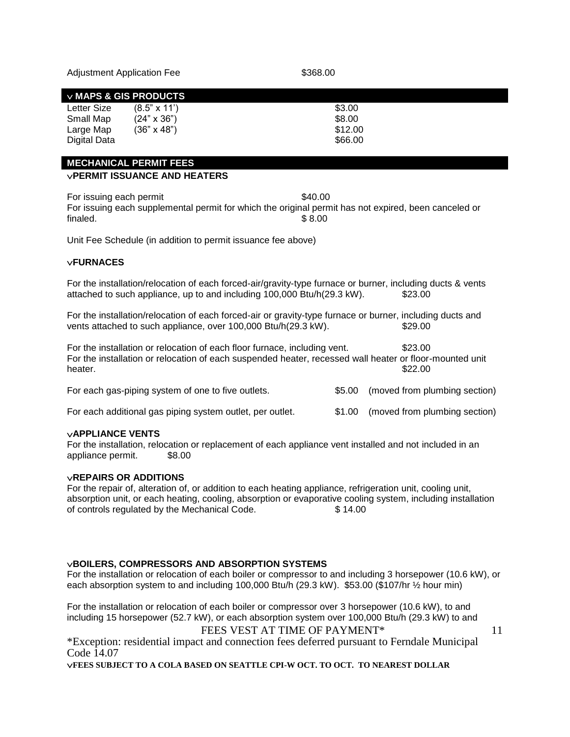Adjustment Application Fee $368.00

## ∨ MAPS & GIS PRODUCTS

| | | |
|---|---|---|
| Letter Size | (8.5" x 11') | $3.00 |
| Small Map | (24" x 36") | $8.00 |
| Large Map | (36" x 48") | $12.00 |
| Digital Data | | $66.00 |

## MECHANICAL PERMIT FEES

### ∨PERMIT ISSUANCE AND HEATERS

For issuing each permit $40.00

For issuing each supplemental permit for which the original permit has not expired, been canceled or finaled. $ 8.00

Unit Fee Schedule (in addition to permit issuance fee above)

### ∨FURNACES

For the installation/relocation of each forced-air/gravity-type furnace or burner, including ducts & vents attached to such appliance, up to and including 100,000 Btu/h(29.3 kW). $23.00

For the installation/relocation of each forced-air or gravity-type furnace or burner, including ducts and vents attached to such appliance, over 100,000 Btu/h(29.3 kW). $29.00

For the installation or relocation of each floor furnace, including vent. $23.00

For the installation or relocation of each suspended heater, recessed wall heater or floor-mounted unit heater. $22.00

For each gas-piping system of one to five outlets. $5.00 (moved from plumbing section)

For each additional gas piping system outlet, per outlet. $1.00 (moved from plumbing section)

### ∨APPLIANCE VENTS

For the installation, relocation or replacement of each appliance vent installed and not included in an appliance permit. $8.00

### ∨REPAIRS OR ADDITIONS

For the repair of, alteration of, or addition to each heating appliance, refrigeration unit, cooling unit, absorption unit, or each heating, cooling, absorption or evaporative cooling system, including installation of controls regulated by the Mechanical Code. $ 14.00

### ∨BOILERS, COMPRESSORS AND ABSORPTION SYSTEMS

For the installation or relocation of each boiler or compressor to and including 3 horsepower (10.6 kW), or each absorption system to and including 100,000 Btu/h (29.3 kW). $53.00 ($107/hr ½ hour min)

For the installation or relocation of each boiler or compressor over 3 horsepower (10.6 kW), to and including 15 horsepower (52.7 kW), or each absorption system over 100,000 Btu/h (29.3 kW) to and

FEES VEST AT TIME OF PAYMENT*

*Exception: residential impact and connection fees deferred pursuant to Ferndale Municipal Code 14.07

**∨FEES SUBJECT TO A COLA BASED ON SEATTLE CPI-W OCT. TO OCT. TO NEAREST DOLLAR**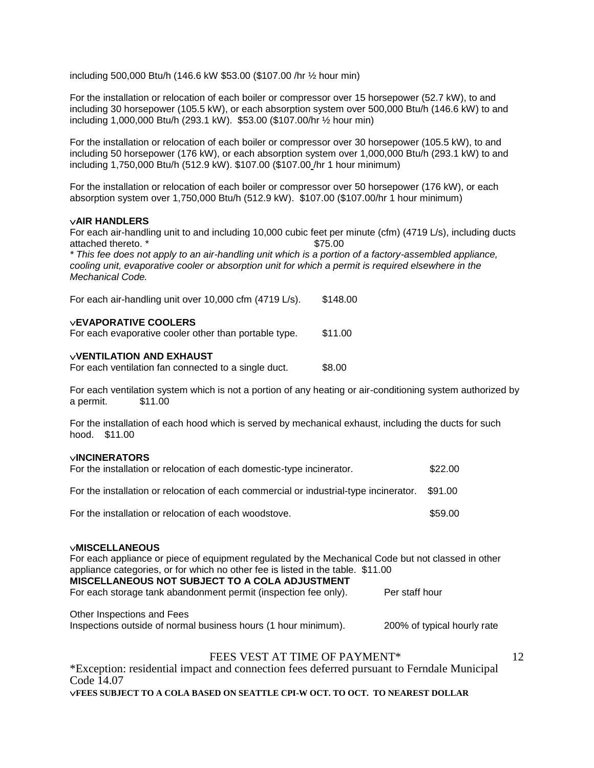including 500,000 Btu/h (146.6 kW $53.00 ($107.00 /hr ½ hour min)

For the installation or relocation of each boiler or compressor over 15 horsepower (52.7 kW), to and including 30 horsepower (105.5 kW), or each absorption system over 500,000 Btu/h (146.6 kW) to and including 1,000,000 Btu/h (293.1 kW). $53.00 ($107.00/hr ½ hour min)

For the installation or relocation of each boiler or compressor over 30 horsepower (105.5 kW), to and including 50 horsepower (176 kW), or each absorption system over 1,000,000 Btu/h (293.1 kW) to and including 1,750,000 Btu/h (512.9 kW). $107.00 ($107.00 /hr 1 hour minimum)

For the installation or relocation of each boiler or compressor over 50 horsepower (176 kW), or each absorption system over 1,750,000 Btu/h (512.9 kW). $107.00 ($107.00/hr 1 hour minimum)

**∨AIR HANDLERS**

For each air-handling unit to and including 10,000 cubic feet per minute (cfm) (4719 L/s), including ducts attached thereto. * $75.00

*\* This fee does not apply to an air-handling unit which is a portion of a factory-assembled appliance, cooling unit, evaporative cooler or absorption unit for which a permit is required elsewhere in the Mechanical Code.*

For each air-handling unit over 10,000 cfm (4719 L/s). $148.00

**∨EVAPORATIVE COOLERS**

For each evaporative cooler other than portable type. $11.00

**∨VENTILATION AND EXHAUST**

For each ventilation fan connected to a single duct. $8.00

For each ventilation system which is not a portion of any heating or air-conditioning system authorized by a permit. $11.00

For the installation of each hood which is served by mechanical exhaust, including the ducts for such hood. $11.00

**∨INCINERATORS**

For the installation or relocation of each domestic-type incinerator. $22.00

For the installation or relocation of each commercial or industrial-type incinerator. $91.00

For the installation or relocation of each woodstove. $59.00

**∨MISCELLANEOUS**

For each appliance or piece of equipment regulated by the Mechanical Code but not classed in other appliance categories, or for which no other fee is listed in the table. $11.00

**MISCELLANEOUS NOT SUBJECT TO A COLA ADJUSTMENT**

For each storage tank abandonment permit (inspection fee only). Per staff hour

Other Inspections and Fees

Inspections outside of normal business hours (1 hour minimum). 200% of typical hourly rate

FEES VEST AT TIME OF PAYMENT*

*Exception: residential impact and connection fees deferred pursuant to Ferndale Municipal Code 14.07

**∨FEES SUBJECT TO A COLA BASED ON SEATTLE CPI-W OCT. TO OCT. TO NEAREST DOLLAR**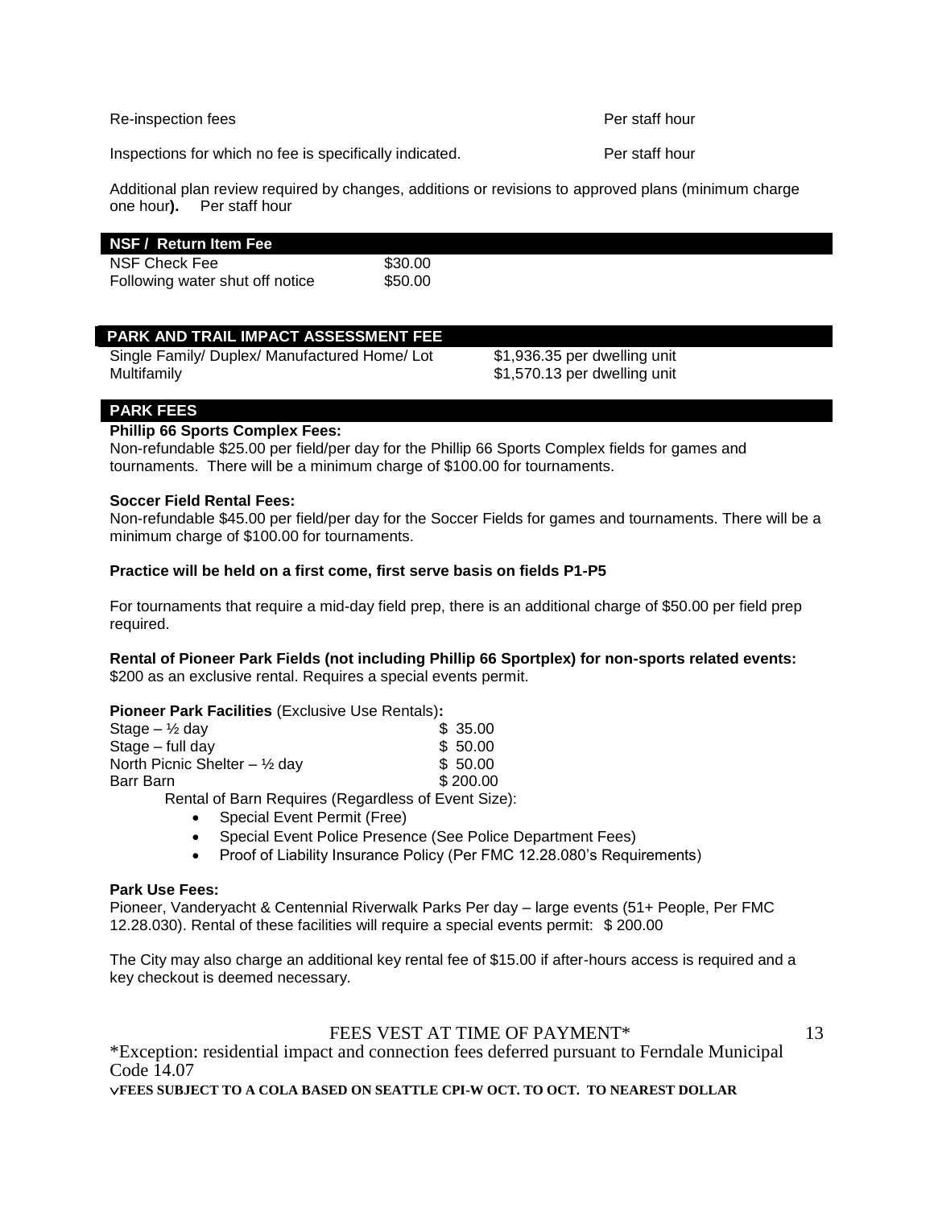| | |
|---|---|
| Re-inspection fees | Per staff hour |
| Inspections for which no fee is specifically indicated. | Per staff hour |

Additional plan review required by changes, additions or revisions to approved plans (minimum charge one hour**).** Per staff hour

## NSF / Return Item Fee

| | |
|---|---|
| NSF Check Fee | $30.00 |
| Following water shut off notice | $50.00 |

## PARK AND TRAIL IMPACT ASSESSMENT FEE

| | |
|---|---|
| Single Family/ Duplex/ Manufactured Home/ Lot | $1,936.35 per dwelling unit |
| Multifamily | $1,570.13 per dwelling unit |

## PARK FEES

**Phillip 66 Sports Complex Fees:**
Non-refundable $25.00 per field/per day for the Phillip 66 Sports Complex fields for games and tournaments. There will be a minimum charge of $100.00 for tournaments.

**Soccer Field Rental Fees:**
Non-refundable $45.00 per field/per day for the Soccer Fields for games and tournaments. There will be a minimum charge of $100.00 for tournaments.

**Practice will be held on a first come, first serve basis on fields P1-P5**

For tournaments that require a mid-day field prep, there is an additional charge of $50.00 per field prep required.

**Rental of Pioneer Park Fields (not including Phillip 66 Sportplex) for non-sports related events:** $200 as an exclusive rental. Requires a special events permit.

**Pioneer Park Facilities** (Exclusive Use Rentals)**:**

| | |
|---|---|
| Stage – ½ day | $ 35.00 |
| Stage – full day | $ 50.00 |
| North Picnic Shelter – ½ day | $ 50.00 |
| Barr Barn | $ 200.00 |

Rental of Barn Requires (Regardless of Event Size):

- Special Event Permit (Free)
- Special Event Police Presence (See Police Department Fees)
- Proof of Liability Insurance Policy (Per FMC 12.28.080's Requirements)

**Park Use Fees:**
Pioneer, Vanderyacht & Centennial Riverwalk Parks Per day – large events (51+ People, Per FMC 12.28.030). Rental of these facilities will require a special events permit: $ 200.00

The City may also charge an additional key rental fee of $15.00 if after-hours access is required and a key checkout is deemed necessary.

FEES VEST AT TIME OF PAYMENT*

*Exception: residential impact and connection fees deferred pursuant to Ferndale Municipal Code 14.07

✓**FEES SUBJECT TO A COLA BASED ON SEATTLE CPI-W OCT. TO OCT. TO NEAREST DOLLAR**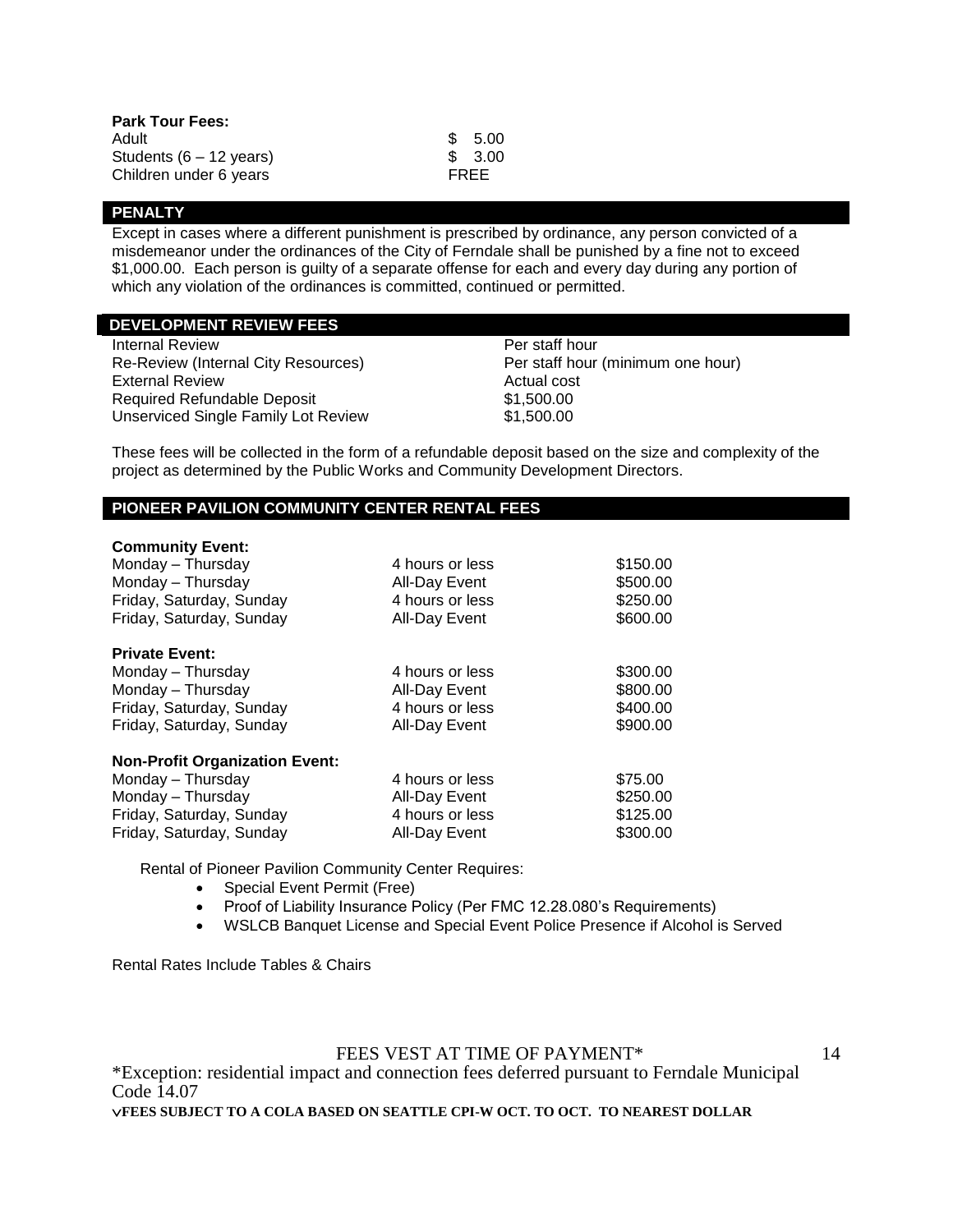**Park Tour Fees:**

| | |
|---|---|
| Adult | $ 5.00 |
| Students (6 – 12 years) | $ 3.00 |
| Children under 6 years | FREE |

## PENALTY

Except in cases where a different punishment is prescribed by ordinance, any person convicted of a misdemeanor under the ordinances of the City of Ferndale shall be punished by a fine not to exceed $1,000.00. Each person is guilty of a separate offense for each and every day during any portion of which any violation of the ordinances is committed, continued or permitted.

## DEVELOPMENT REVIEW FEES

| | |
|---|---|
| Internal Review | Per staff hour |
| Re-Review (Internal City Resources) | Per staff hour (minimum one hour) |
| External Review | Actual cost |
| Required Refundable Deposit | $1,500.00 |
| Unserviced Single Family Lot Review | $1,500.00 |

These fees will be collected in the form of a refundable deposit based on the size and complexity of the project as determined by the Public Works and Community Development Directors.

## PIONEER PAVILION COMMUNITY CENTER RENTAL FEES

**Community Event:**

| | | |
|---|---|---|
| Monday – Thursday | 4 hours or less | $150.00 |
| Monday – Thursday | All-Day Event | $500.00 |
| Friday, Saturday, Sunday | 4 hours or less | $250.00 |
| Friday, Saturday, Sunday | All-Day Event | $600.00 |

**Private Event:**

| | | |
|---|---|---|
| Monday – Thursday | 4 hours or less | $300.00 |
| Monday – Thursday | All-Day Event | $800.00 |
| Friday, Saturday, Sunday | 4 hours or less | $400.00 |
| Friday, Saturday, Sunday | All-Day Event | $900.00 |

**Non-Profit Organization Event:**

| | | |
|---|---|---|
| Monday – Thursday | 4 hours or less | $75.00 |
| Monday – Thursday | All-Day Event | $250.00 |
| Friday, Saturday, Sunday | 4 hours or less | $125.00 |
| Friday, Saturday, Sunday | All-Day Event | $300.00 |

Rental of Pioneer Pavilion Community Center Requires:

- Special Event Permit (Free)
- Proof of Liability Insurance Policy (Per FMC 12.28.080's Requirements)
- WSLCB Banquet License and Special Event Police Presence if Alcohol is Served

Rental Rates Include Tables & Chairs

FEES VEST AT TIME OF PAYMENT*

*Exception: residential impact and connection fees deferred pursuant to Ferndale Municipal Code 14.07

✓**FEES SUBJECT TO A COLA BASED ON SEATTLE CPI-W OCT. TO OCT. TO NEAREST DOLLAR**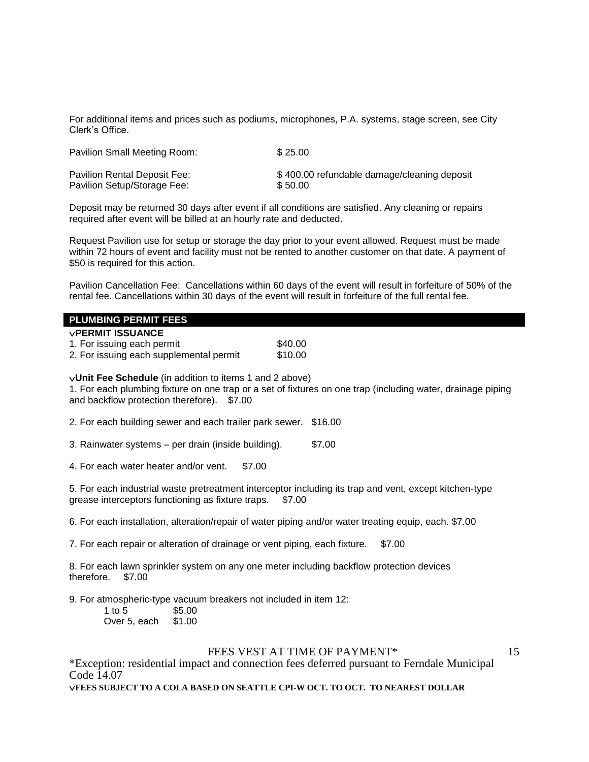For additional items and prices such as podiums, microphones, P.A. systems, stage screen, see City Clerk's Office.

Pavilion Small Meeting Room: $ 25.00

Pavilion Rental Deposit Fee: $ 400.00 refundable damage/cleaning deposit
Pavilion Setup/Storage Fee: $ 50.00

Deposit may be returned 30 days after event if all conditions are satisfied. Any cleaning or repairs required after event will be billed at an hourly rate and deducted.

Request Pavilion use for setup or storage the day prior to your event allowed. Request must be made within 72 hours of event and facility must not be rented to another customer on that date. A payment of $50 is required for this action.

Pavilion Cancellation Fee: Cancellations within 60 days of the event will result in forfeiture of 50% of the rental fee. Cancellations within 30 days of the event will result in forfeiture of the full rental fee.

## PLUMBING PERMIT FEES

∨**PERMIT ISSUANCE**

1. For issuing each permit $40.00
2. For issuing each supplemental permit $10.00

∨**Unit Fee Schedule** (in addition to items 1 and 2 above)

1. For each plumbing fixture on one trap or a set of fixtures on one trap (including water, drainage piping and backflow protection therefore). $7.00

2. For each building sewer and each trailer park sewer. $16.00

3. Rainwater systems – per drain (inside building). $7.00

4. For each water heater and/or vent. $7.00

5. For each industrial waste pretreatment interceptor including its trap and vent, except kitchen-type grease interceptors functioning as fixture traps. $7.00

6. For each installation, alteration/repair of water piping and/or water treating equip, each. $7.00

7. For each repair or alteration of drainage or vent piping, each fixture. $7.00

8. For each lawn sprinkler system on any one meter including backflow protection devices therefore. $7.00

9. For atmospheric-type vacuum breakers not included in item 12:
   - 1 to 5 $5.00
   - Over 5, each $1.00

FEES VEST AT TIME OF PAYMENT*

*Exception: residential impact and connection fees deferred pursuant to Ferndale Municipal Code 14.07

∨**FEES SUBJECT TO A COLA BASED ON SEATTLE CPI-W OCT. TO OCT. TO NEAREST DOLLAR**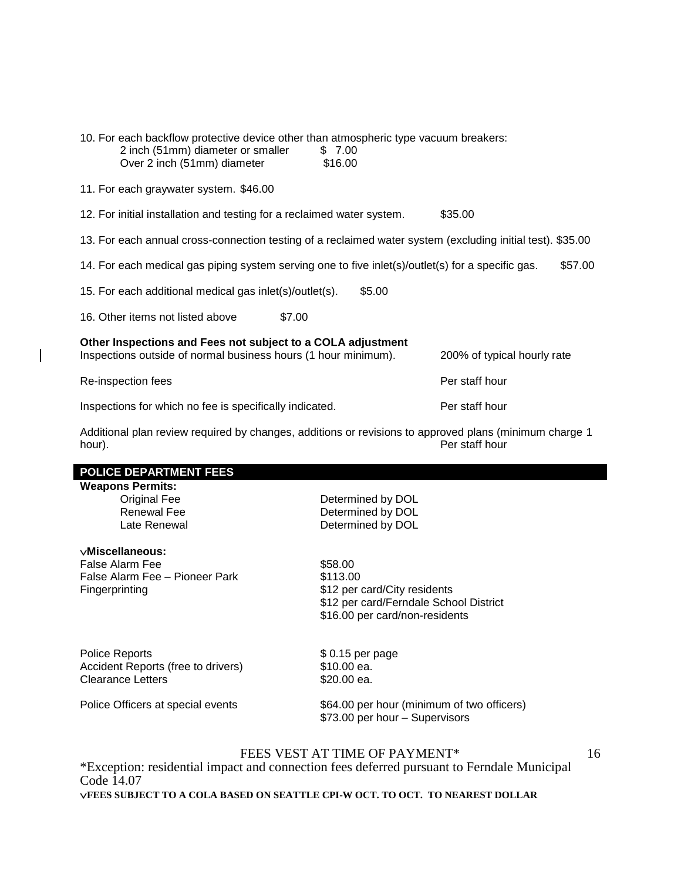10. For each backflow protective device other than atmospheric type vacuum breakers:
    - 2 inch (51mm) diameter or smaller $ 7.00
    - Over 2 inch (51mm) diameter $16.00

11. For each graywater system. $46.00

12. For initial installation and testing for a reclaimed water system. $35.00

13. For each annual cross-connection testing of a reclaimed water system (excluding initial test). $35.00

14. For each medical gas piping system serving one to five inlet(s)/outlet(s) for a specific gas. $57.00

15. For each additional medical gas inlet(s)/outlet(s). $5.00

16. Other items not listed above $7.00

**Other Inspections and Fees not subject to a COLA adjustment**

| | |
|---|---|
| Inspections outside of normal business hours (1 hour minimum). | 200% of typical hourly rate |
| Re-inspection fees | Per staff hour |
| Inspections for which no fee is specifically indicated. | Per staff hour |
| Additional plan review required by changes, additions or revisions to approved plans (minimum charge 1 hour). | Per staff hour |

## POLICE DEPARTMENT FEES

**Weapons Permits:**

| | |
|---|---|
| Original Fee | Determined by DOL |
| Renewal Fee | Determined by DOL |
| Late Renewal | Determined by DOL |

v**Miscellaneous:**

| | |
|---|---|
| False Alarm Fee | $58.00 |
| False Alarm Fee – Pioneer Park | $113.00 |
| Fingerprinting | $12 per card/City residents<br>$12 per card/Ferndale School District<br>$16.00 per card/non-residents |
| Police Reports | $ 0.15 per page |
| Accident Reports (free to drivers) | $10.00 ea. |
| Clearance Letters | $20.00 ea. |
| Police Officers at special events | $64.00 per hour (minimum of two officers)<br>$73.00 per hour – Supervisors |

FEES VEST AT TIME OF PAYMENT*

*Exception: residential impact and connection fees deferred pursuant to Ferndale Municipal Code 14.07

v**FEES SUBJECT TO A COLA BASED ON SEATTLE CPI-W OCT. TO OCT. TO NEAREST DOLLAR**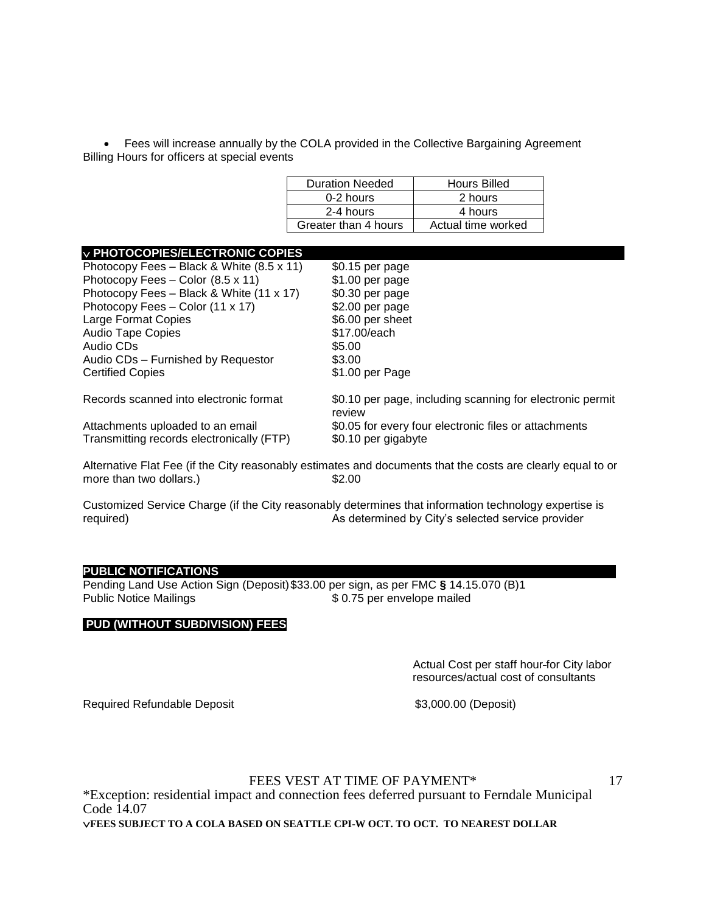- Fees will increase annually by the COLA provided in the Collective Bargaining Agreement

Billing Hours for officers at special events

| Duration Needed | Hours Billed |
|---|---|
| 0-2 hours | 2 hours |
| 2-4 hours | 4 hours |
| Greater than 4 hours | Actual time worked |

## ∨ PHOTOCOPIES/ELECTRONIC COPIES

| | |
|---|---|
| Photocopy Fees – Black & White (8.5 x 11) | $0.15 per page |
| Photocopy Fees – Color (8.5 x 11) | $1.00 per page |
| Photocopy Fees – Black & White (11 x 17) | $0.30 per page |
| Photocopy Fees – Color (11 x 17) | $2.00 per page |
| Large Format Copies | $6.00 per sheet |
| Audio Tape Copies | $17.00/each |
| Audio CDs | $5.00 |
| Audio CDs – Furnished by Requestor | $3.00 |
| Certified Copies | $1.00 per Page |
| Records scanned into electronic format | $0.10 per page, including scanning for electronic permit review |
| Attachments uploaded to an email | $0.05 for every four electronic files or attachments |
| Transmitting records electronically (FTP) | $0.10 per gigabyte |

Alternative Flat Fee (if the City reasonably estimates and documents that the costs are clearly equal to or more than two dollars.) $2.00

Customized Service Charge (if the City reasonably determines that information technology expertise is required) As determined by City's selected service provider

## PUBLIC NOTIFICATIONS

| | |
|---|---|
| Pending Land Use Action Sign (Deposit) | $33.00 per sign, as per FMC **§** 14.15.070 (B)1 |
| Public Notice Mailings | $ 0.75 per envelope mailed |

## PUD (WITHOUT SUBDIVISION) FEES

Actual Cost per staff hour-for City labor resources/actual cost of consultants

| | |
|---|---|
| Required Refundable Deposit | $3,000.00 (Deposit) |

FEES VEST AT TIME OF PAYMENT*

*Exception: residential impact and connection fees deferred pursuant to Ferndale Municipal Code 14.07

∨**FEES SUBJECT TO A COLA BASED ON SEATTLE CPI-W OCT. TO OCT. TO NEAREST DOLLAR**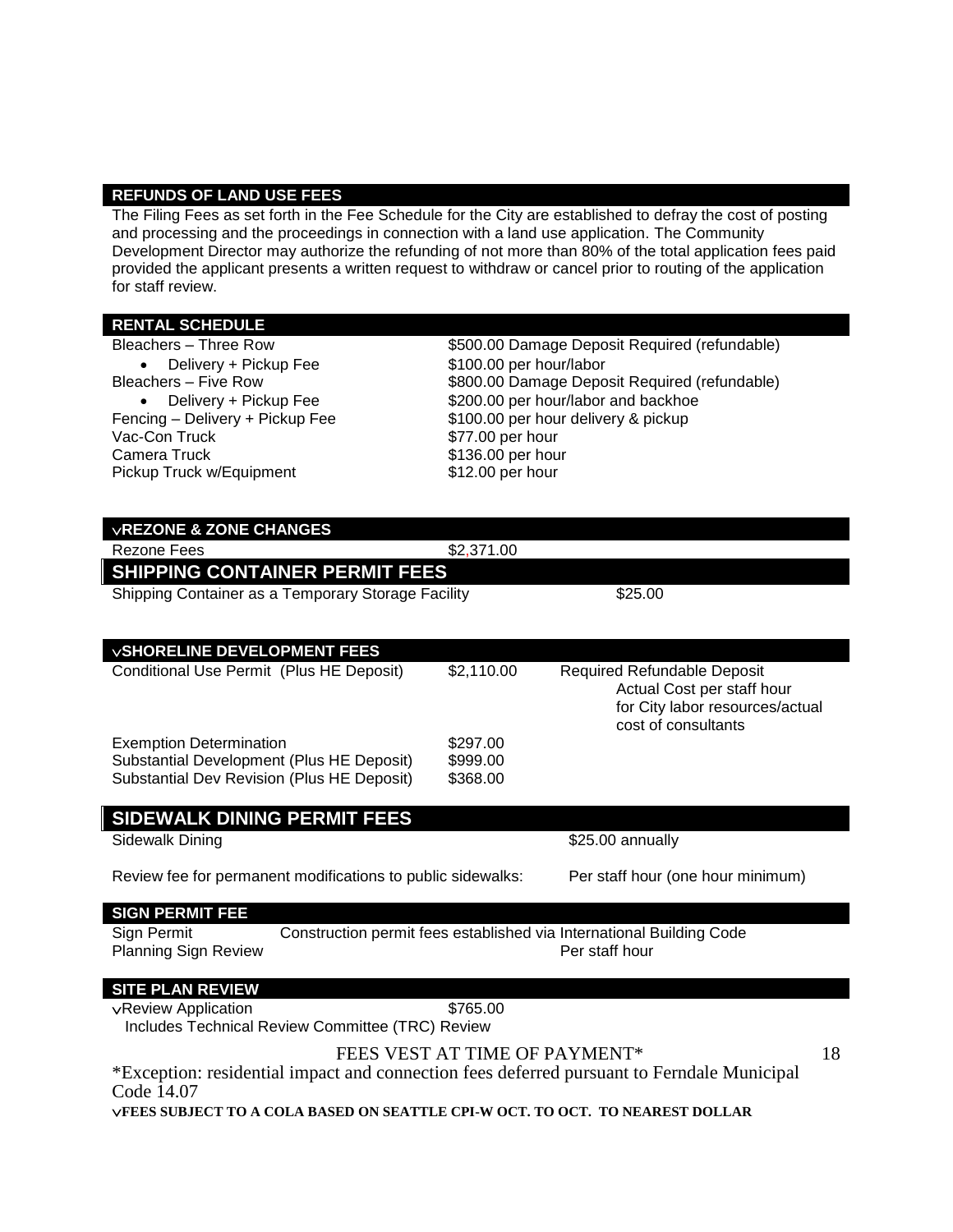## REFUNDS OF LAND USE FEES

The Filing Fees as set forth in the Fee Schedule for the City are established to defray the cost of posting and processing and the proceedings in connection with a land use application. The Community Development Director may authorize the refunding of not more than 80% of the total application fees paid provided the applicant presents a written request to withdraw or cancel prior to routing of the application for staff review.

## RENTAL SCHEDULE

| | |
|---|---|
| Bleachers – Three Row | $500.00 Damage Deposit Required (refundable) |
| • Delivery + Pickup Fee | $100.00 per hour/labor |
| Bleachers – Five Row | $800.00 Damage Deposit Required (refundable) |
| • Delivery + Pickup Fee | $200.00 per hour/labor and backhoe |
| Fencing – Delivery + Pickup Fee | $100.00 per hour delivery & pickup |
| Vac-Con Truck | $77.00 per hour |
| Camera Truck | $136.00 per hour |
| Pickup Truck w/Equipment | $12.00 per hour |

## ∨REZONE & ZONE CHANGES

| | |
|---|---|
| Rezone Fees | $2,371.00 |

## SHIPPING CONTAINER PERMIT FEES

| | |
|---|---|
| Shipping Container as a Temporary Storage Facility | $25.00 |

## ∨SHORELINE DEVELOPMENT FEES

| | | |
|---|---|---|
| Conditional Use Permit (Plus HE Deposit) | $2,110.00 | Required Refundable Deposit Actual Cost per staff hour for City labor resources/actual cost of consultants |
| Exemption Determination | $297.00 | |
| Substantial Development (Plus HE Deposit) | $999.00 | |
| Substantial Dev Revision (Plus HE Deposit) | $368.00 | |

## SIDEWALK DINING PERMIT FEES

| | |
|---|---|
| Sidewalk Dining | $25.00 annually |
| Review fee for permanent modifications to public sidewalks: | Per staff hour (one hour minimum) |

## SIGN PERMIT FEE

| | |
|---|---|
| Sign Permit | Construction permit fees established via International Building Code |
| Planning Sign Review | Per staff hour |

## SITE PLAN REVIEW

| | |
|---|---|
| ∨Review Application<br>Includes Technical Review Committee (TRC) Review | $765.00 |

FEES VEST AT TIME OF PAYMENT*

*Exception: residential impact and connection fees deferred pursuant to Ferndale Municipal Code 14.07

∨**FEES SUBJECT TO A COLA BASED ON SEATTLE CPI-W OCT. TO OCT. TO NEAREST DOLLAR**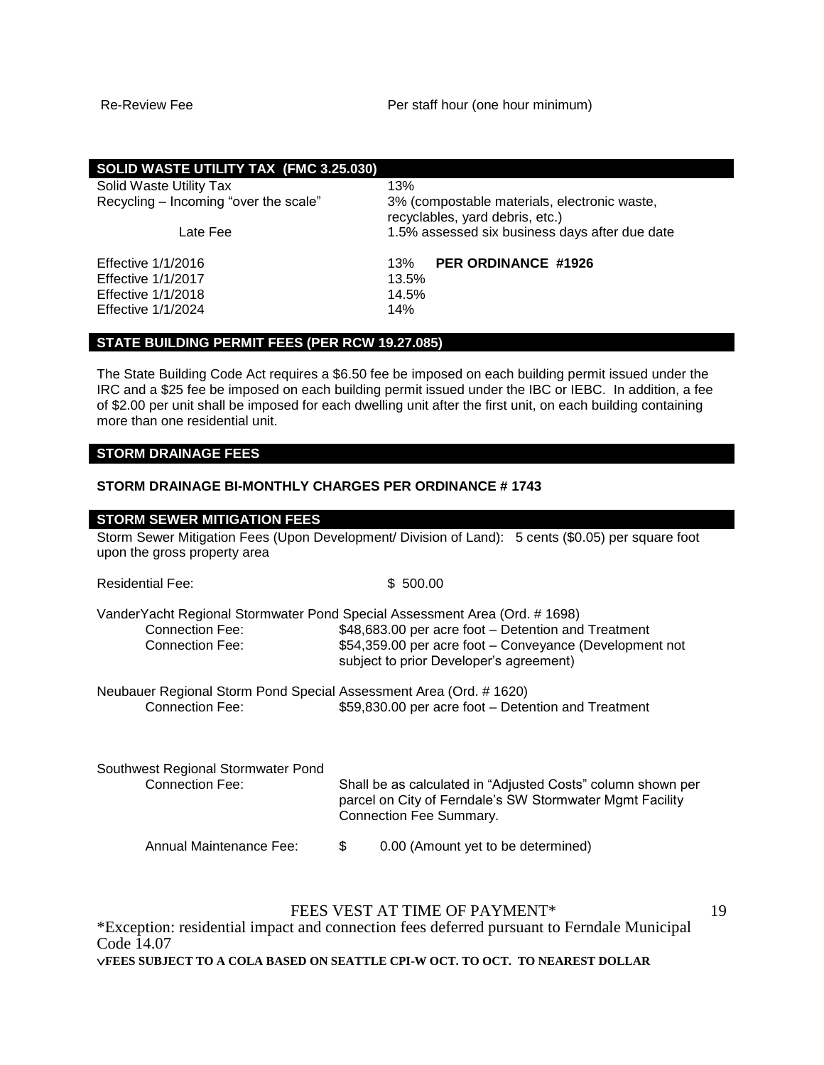| Re-Review Fee | Per staff hour (one hour minimum) |
|---|---|

## SOLID WASTE UTILITY TAX (FMC 3.25.030)

| | |
|---|---|
| Solid Waste Utility Tax | 13% |
| Recycling – Incoming "over the scale" | 3% (compostable materials, electronic waste, recyclables, yard debris, etc.) |
| Late Fee | 1.5% assessed six business days after due date |
| Effective 1/1/2016 | 13% **PER ORDINANCE #1926** |
| Effective 1/1/2017 | 13.5% |
| Effective 1/1/2018 | 14.5% |
| Effective 1/1/2024 | 14% |

## STATE BUILDING PERMIT FEES (PER RCW 19.27.085)

The State Building Code Act requires a $6.50 fee be imposed on each building permit issued under the IRC and a $25 fee be imposed on each building permit issued under the IBC or IEBC. In addition, a fee of $2.00 per unit shall be imposed for each dwelling unit after the first unit, on each building containing more than one residential unit.

## STORM DRAINAGE FEES

**STORM DRAINAGE BI-MONTHLY CHARGES PER ORDINANCE # 1743**

## STORM SEWER MITIGATION FEES

Storm Sewer Mitigation Fees (Upon Development/ Division of Land): 5 cents ($0.05) per square foot upon the gross property area

| | |
|---|---|
| Residential Fee: | $ 500.00 |

VanderYacht Regional Stormwater Pond Special Assessment Area (Ord. # 1698)

| | |
|---|---|
| Connection Fee: | $48,683.00 per acre foot – Detention and Treatment |
| Connection Fee: | $54,359.00 per acre foot – Conveyance (Development not subject to prior Developer's agreement) |

Neubauer Regional Storm Pond Special Assessment Area (Ord. # 1620)

| | |
|---|---|
| Connection Fee: | $59,830.00 per acre foot – Detention and Treatment |

Southwest Regional Stormwater Pond

| | |
|---|---|
| Connection Fee: | Shall be as calculated in "Adjusted Costs" column shown per parcel on City of Ferndale's SW Stormwater Mgmt Facility Connection Fee Summary. |
| Annual Maintenance Fee: | $ 0.00 (Amount yet to be determined) |

FEES VEST AT TIME OF PAYMENT*

*Exception: residential impact and connection fees deferred pursuant to Ferndale Municipal Code 14.07

√**FEES SUBJECT TO A COLA BASED ON SEATTLE CPI-W OCT. TO OCT. TO NEAREST DOLLAR**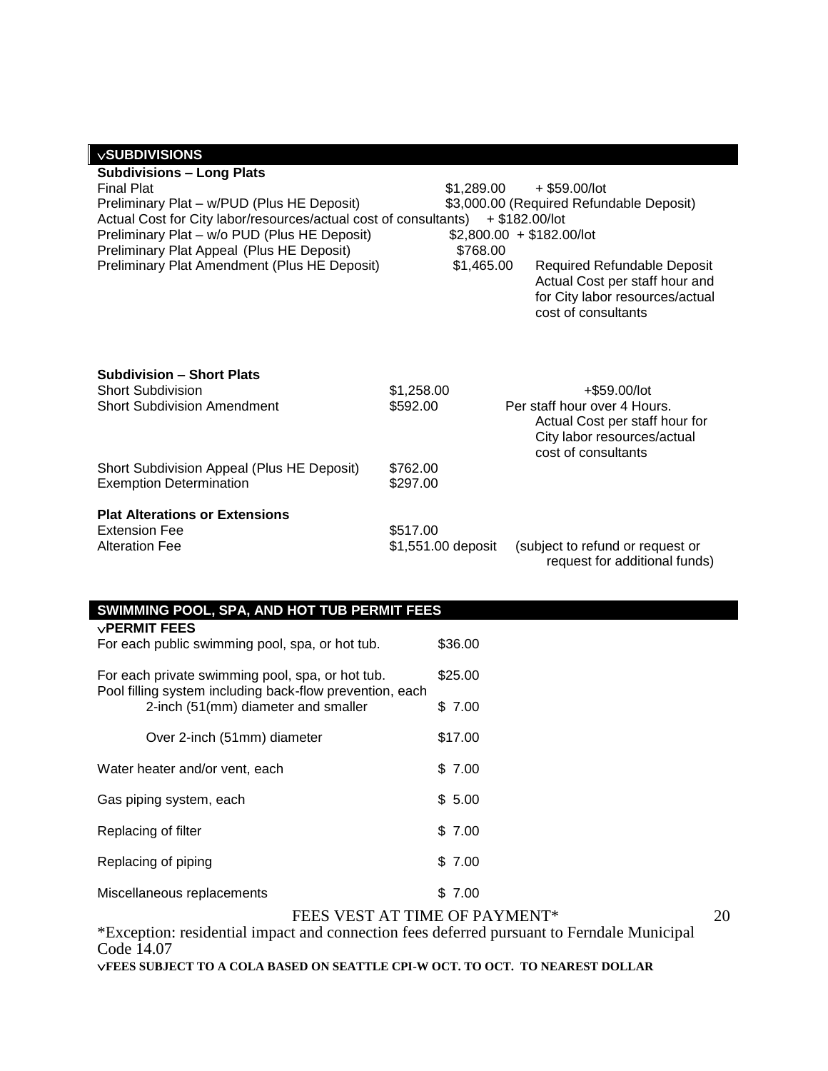## ⌄SUBDIVISIONS

**Subdivisions – Long Plats**

| | | |
|---|---|---|
| Final Plat | $1,289.00 | + $59.00/lot |
| Preliminary Plat – w/PUD (Plus HE Deposit) | $3,000.00 (Required Refundable Deposit) | |
| Actual Cost for City labor/resources/actual cost of consultants) | + $182.00/lot | |
| Preliminary Plat – w/o PUD (Plus HE Deposit) | $2,800.00 | + $182.00/lot |
| Preliminary Plat Appeal (Plus HE Deposit) | $768.00 | |
| Preliminary Plat Amendment (Plus HE Deposit) | $1,465.00 | Required Refundable Deposit Actual Cost per staff hour and for City labor resources/actual cost of consultants |

**Subdivision – Short Plats**

| | | |
|---|---|---|
| Short Subdivision | $1,258.00 | +$59.00/lot |
| Short Subdivision Amendment | $592.00 | Per staff hour over 4 Hours. Actual Cost per staff hour for City labor resources/actual cost of consultants |
| Short Subdivision Appeal (Plus HE Deposit) | $762.00 | |
| Exemption Determination | $297.00 | |

**Plat Alterations or Extensions**

| | | |
|---|---|---|
| Extension Fee | $517.00 | |
| Alteration Fee | $1,551.00 deposit | (subject to refund or request or request for additional funds) |

## SWIMMING POOL, SPA, AND HOT TUB PERMIT FEES

**⌄PERMIT FEES**

| | |
|---|---|
| For each public swimming pool, spa, or hot tub. | $36.00 |
| For each private swimming pool, spa, or hot tub. | $25.00 |
| Pool filling system including back-flow prevention, each | |
| 2-inch (51(mm) diameter and smaller | $ 7.00 |
| Over 2-inch (51mm) diameter | $17.00 |
| Water heater and/or vent, each | $ 7.00 |
| Gas piping system, each | $ 5.00 |
| Replacing of filter | $ 7.00 |
| Replacing of piping | $ 7.00 |
| Miscellaneous replacements | $ 7.00 |

FEES VEST AT TIME OF PAYMENT*

*Exception: residential impact and connection fees deferred pursuant to Ferndale Municipal Code 14.07

**⌄FEES SUBJECT TO A COLA BASED ON SEATTLE CPI-W OCT. TO OCT. TO NEAREST DOLLAR**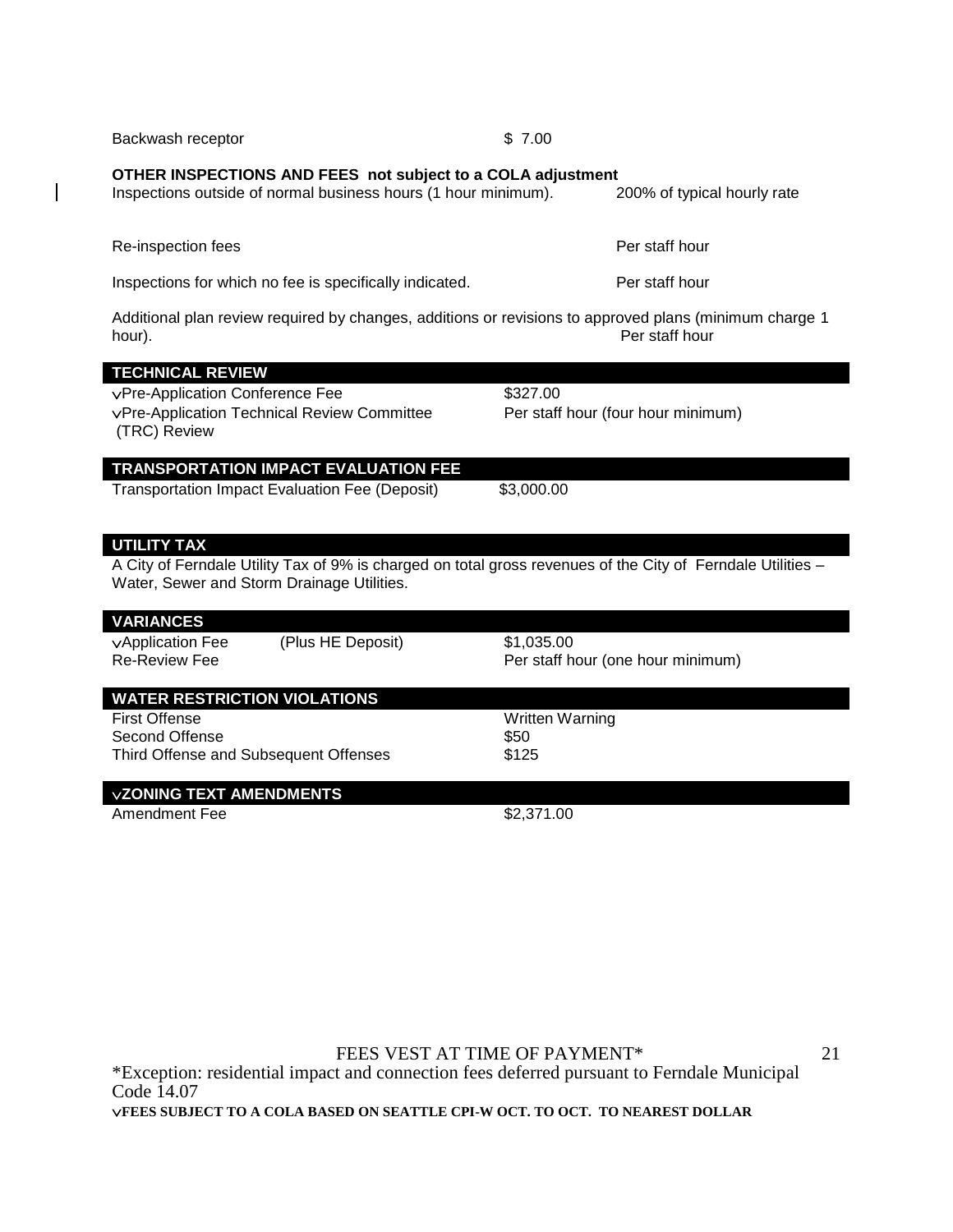| | |
|---|---|
| Backwash receptor | $ 7.00 |

**OTHER INSPECTIONS AND FEES not subject to a COLA adjustment**

| | |
|---|---|
| Inspections outside of normal business hours (1 hour minimum). | 200% of typical hourly rate |
| Re-inspection fees | Per staff hour |
| Inspections for which no fee is specifically indicated. | Per staff hour |
| Additional plan review required by changes, additions or revisions to approved plans (minimum charge 1 hour). | Per staff hour |

## TECHNICAL REVIEW

| | |
|---|---|
| ∨Pre-Application Conference Fee | $327.00 |
| ∨Pre-Application Technical Review Committee (TRC) Review | Per staff hour (four hour minimum) |

## TRANSPORTATION IMPACT EVALUATION FEE

| | |
|---|---|
| Transportation Impact Evaluation Fee (Deposit) | $3,000.00 |

## UTILITY TAX

A City of Ferndale Utility Tax of 9% is charged on total gross revenues of the City of Ferndale Utilities – Water, Sewer and Storm Drainage Utilities.

## VARIANCES

| | | |
|---|---|---|
| ∨Application Fee | (Plus HE Deposit) | $1,035.00 |
| Re-Review Fee | | Per staff hour (one hour minimum) |

## WATER RESTRICTION VIOLATIONS

| | |
|---|---|
| First Offense | Written Warning |
| Second Offense | $50 |
| Third Offense and Subsequent Offenses | $125 |

## ∨ZONING TEXT AMENDMENTS

| | |
|---|---|
| Amendment Fee | $2,371.00 |

FEES VEST AT TIME OF PAYMENT*

*Exception: residential impact and connection fees deferred pursuant to Ferndale Municipal Code 14.07

∨**FEES SUBJECT TO A COLA BASED ON SEATTLE CPI-W OCT. TO OCT. TO NEAREST DOLLAR**